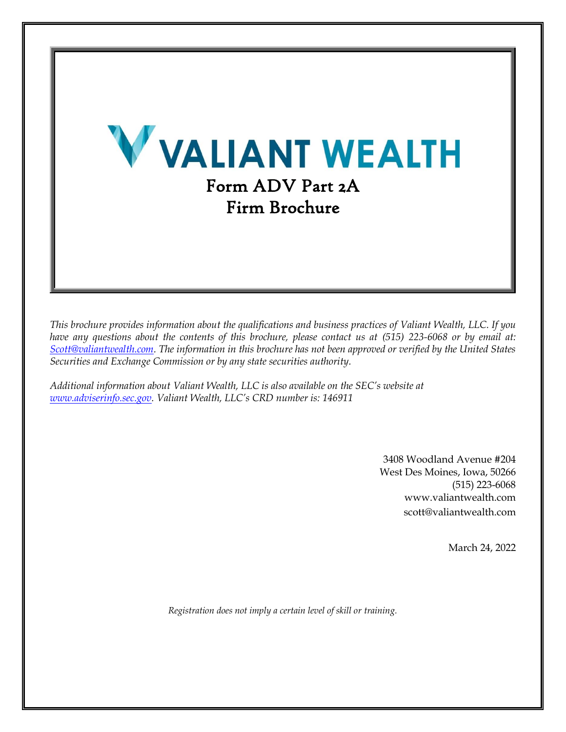# VALIANT WEALTH

## Form ADV Part 2A
## Firm Brochure

*This brochure provides information about the qualifications and business practices of Valiant Wealth, LLC. If you have any questions about the contents of this brochure, please contact us at (515) 223-6068 or by email at: [Scott@valiantwealth.com](mailto:Scott@valiantwealth.com). The information in this brochure has not been approved or verified by the United States Securities and Exchange Commission or by any state securities authority.*

*Additional information about Valiant Wealth, LLC is also available on the SEC's website at [www.adviserinfo.sec.gov](http://www.adviserinfo.sec.gov). Valiant Wealth, LLC's CRD number is: 146911*

3408 Woodland Avenue #204
West Des Moines, Iowa, 50266
(515) 223-6068
www.valiantwealth.com
scott@valiantwealth.com

March 24, 2022

*Registration does not imply a certain level of skill or training.*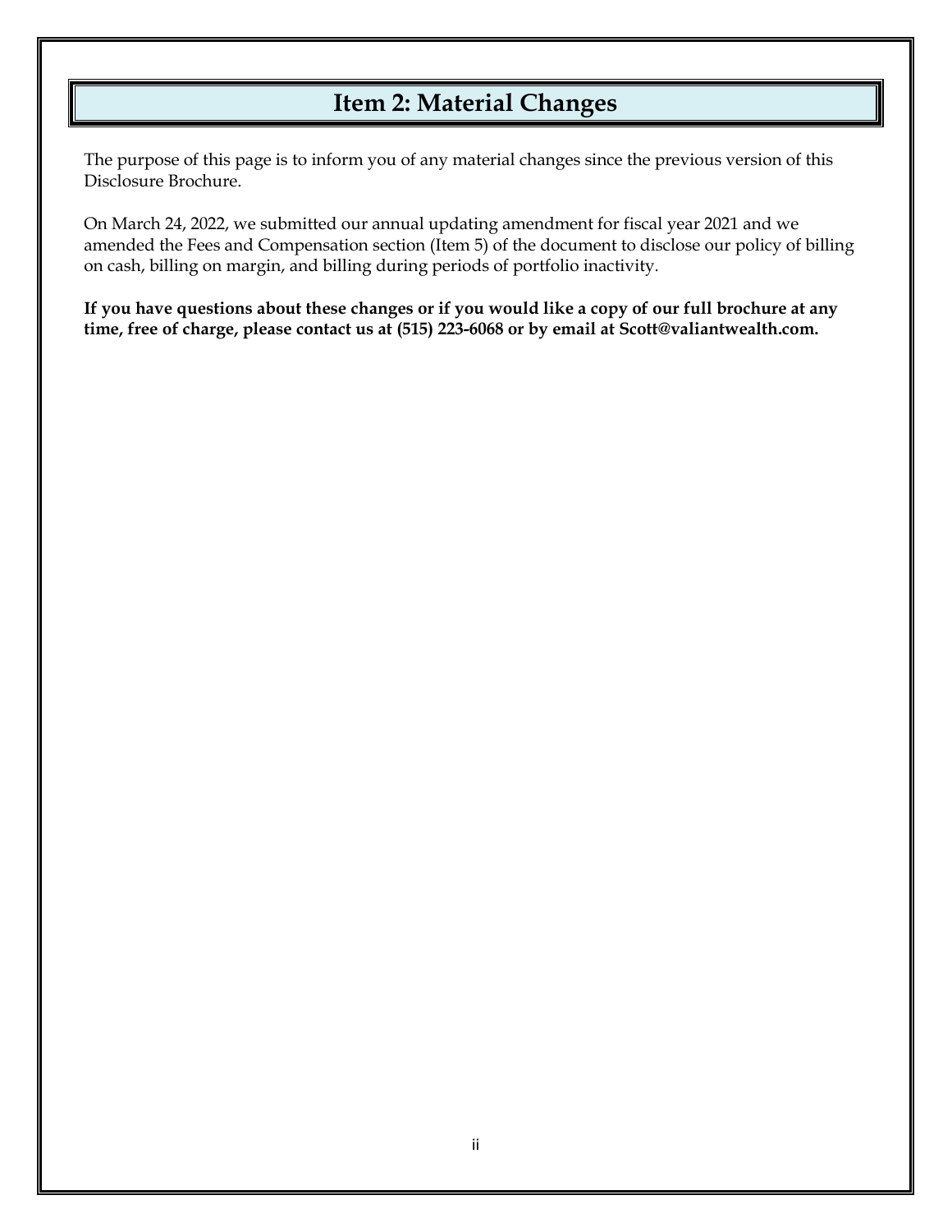# Item 2: Material Changes

The purpose of this page is to inform you of any material changes since the previous version of this Disclosure Brochure.

On March 24, 2022, we submitted our annual updating amendment for fiscal year 2021 and we amended the Fees and Compensation section (Item 5) of the document to disclose our policy of billing on cash, billing on margin, and billing during periods of portfolio inactivity.

**If you have questions about these changes or if you would like a copy of our full brochure at any time, free of charge, please contact us at (515) 223-6068 or by email at Scott@valiantwealth.com.**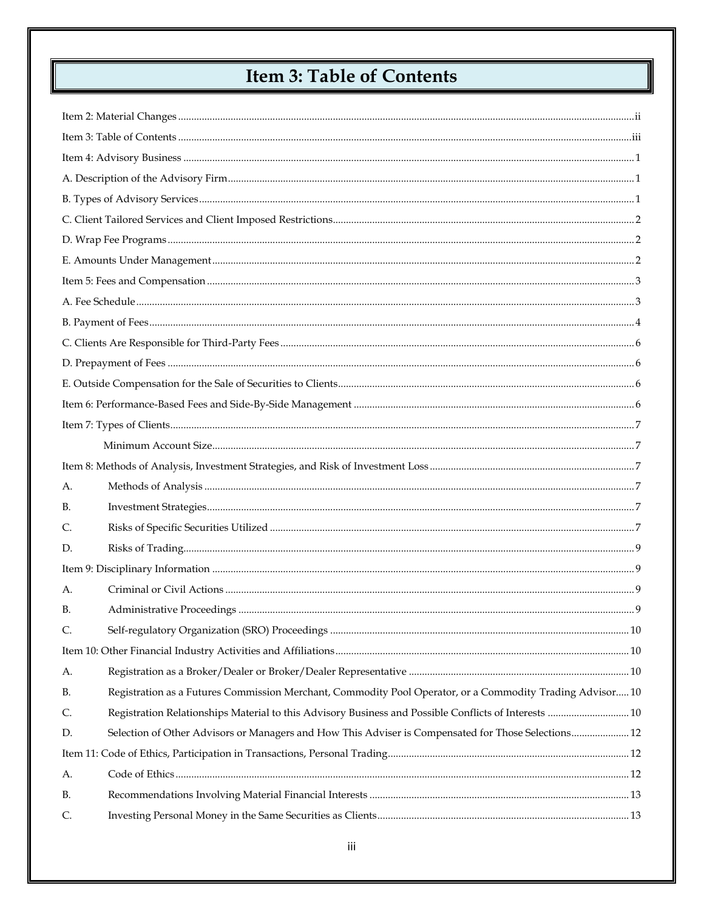# Item 3: Table of Contents

Item 2: Material Changes ............................................................ ii

Item 3: Table of Contents ............................................................ iii

Item 4: Advisory Business ............................................................ 1

A. Description of the Advisory Firm ............................................................ 1

B. Types of Advisory Services ............................................................ 1

C. Client Tailored Services and Client Imposed Restrictions ............................................................ 2

D. Wrap Fee Programs ............................................................ 2

E. Amounts Under Management ............................................................ 2

Item 5: Fees and Compensation ............................................................ 3

A. Fee Schedule ............................................................ 3

B. Payment of Fees ............................................................ 4

C. Clients Are Responsible for Third-Party Fees ............................................................ 6

D. Prepayment of Fees ............................................................ 6

E. Outside Compensation for the Sale of Securities to Clients ............................................................ 6

Item 6: Performance-Based Fees and Side-By-Side Management ............................................................ 6

Item 7: Types of Clients ............................................................ 7

Minimum Account Size ............................................................ 7

Item 8: Methods of Analysis, Investment Strategies, and Risk of Investment Loss ............................................................ 7

A. Methods of Analysis ............................................................ 7

B. Investment Strategies ............................................................ 7

C. Risks of Specific Securities Utilized ............................................................ 7

D. Risks of Trading ............................................................ 9

Item 9: Disciplinary Information ............................................................ 9

A. Criminal or Civil Actions ............................................................ 9

B. Administrative Proceedings ............................................................ 9

C. Self-regulatory Organization (SRO) Proceedings ............................................................ 10

Item 10: Other Financial Industry Activities and Affiliations ............................................................ 10

A. Registration as a Broker/Dealer or Broker/Dealer Representative ............................................................ 10

B. Registration as a Futures Commission Merchant, Commodity Pool Operator, or a Commodity Trading Advisor ..... 10

C. Registration Relationships Material to this Advisory Business and Possible Conflicts of Interests ............................................................ 10

D. Selection of Other Advisors or Managers and How This Adviser is Compensated for Those Selections ............................................................ 12

Item 11: Code of Ethics, Participation in Transactions, Personal Trading ............................................................ 12

A. Code of Ethics ............................................................ 12

B. Recommendations Involving Material Financial Interests ............................................................ 13

C. Investing Personal Money in the Same Securities as Clients ............................................................ 13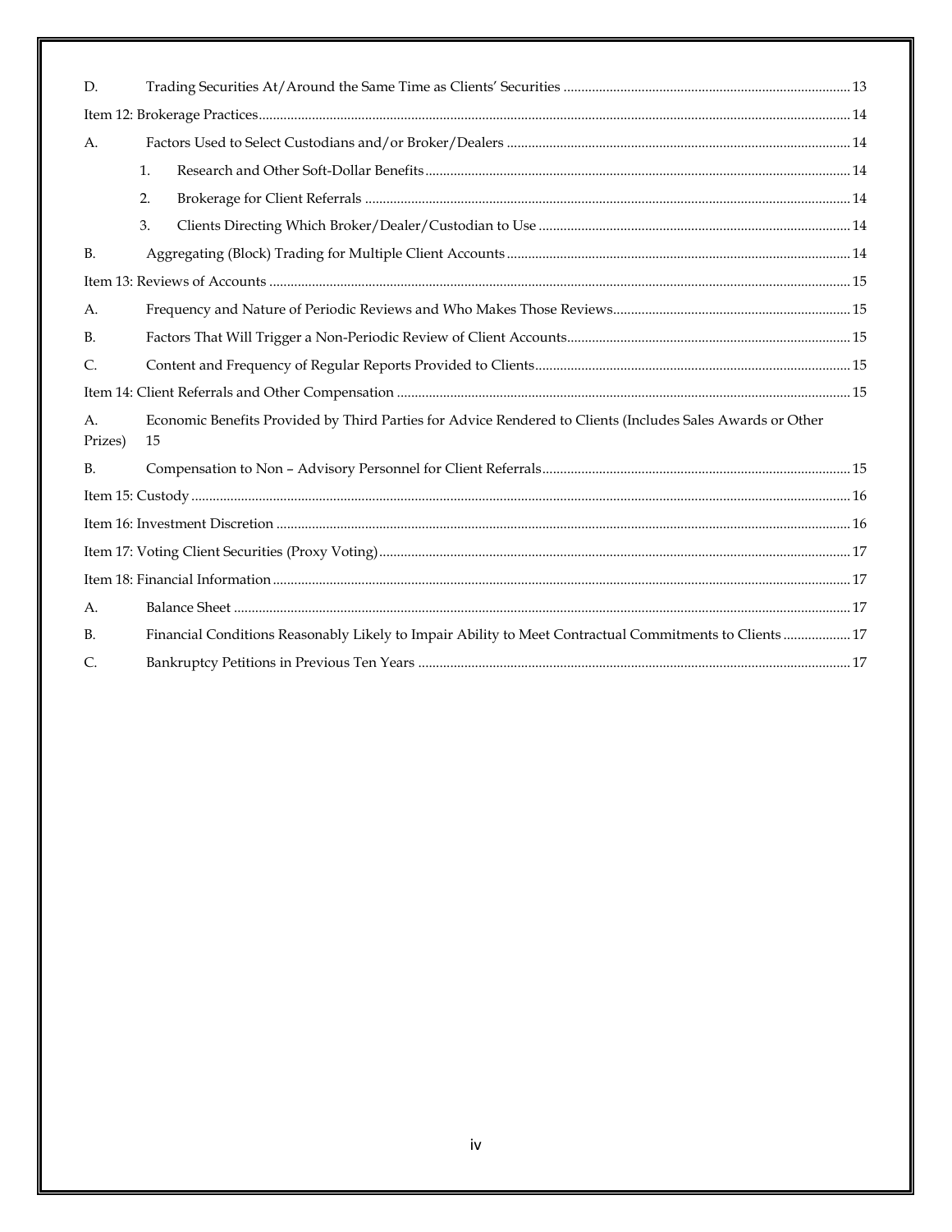D. Trading Securities At/Around the Same Time as Clients' Securities ... 13

Item 12: Brokerage Practices ... 14

A. Factors Used to Select Custodians and/or Broker/Dealers ... 14

1. Research and Other Soft-Dollar Benefits ... 14
2. Brokerage for Client Referrals ... 14
3. Clients Directing Which Broker/Dealer/Custodian to Use ... 14

B. Aggregating (Block) Trading for Multiple Client Accounts ... 14

Item 13: Reviews of Accounts ... 15

A. Frequency and Nature of Periodic Reviews and Who Makes Those Reviews ... 15

B. Factors That Will Trigger a Non-Periodic Review of Client Accounts ... 15

C. Content and Frequency of Regular Reports Provided to Clients ... 15

Item 14: Client Referrals and Other Compensation ... 15

A. Economic Benefits Provided by Third Parties for Advice Rendered to Clients (Includes Sales Awards or Other Prizes) 15

B. Compensation to Non – Advisory Personnel for Client Referrals ... 15

Item 15: Custody ... 16

Item 16: Investment Discretion ... 16

Item 17: Voting Client Securities (Proxy Voting) ... 17

Item 18: Financial Information ... 17

A. Balance Sheet ... 17

B. Financial Conditions Reasonably Likely to Impair Ability to Meet Contractual Commitments to Clients ... 17

C. Bankruptcy Petitions in Previous Ten Years ... 17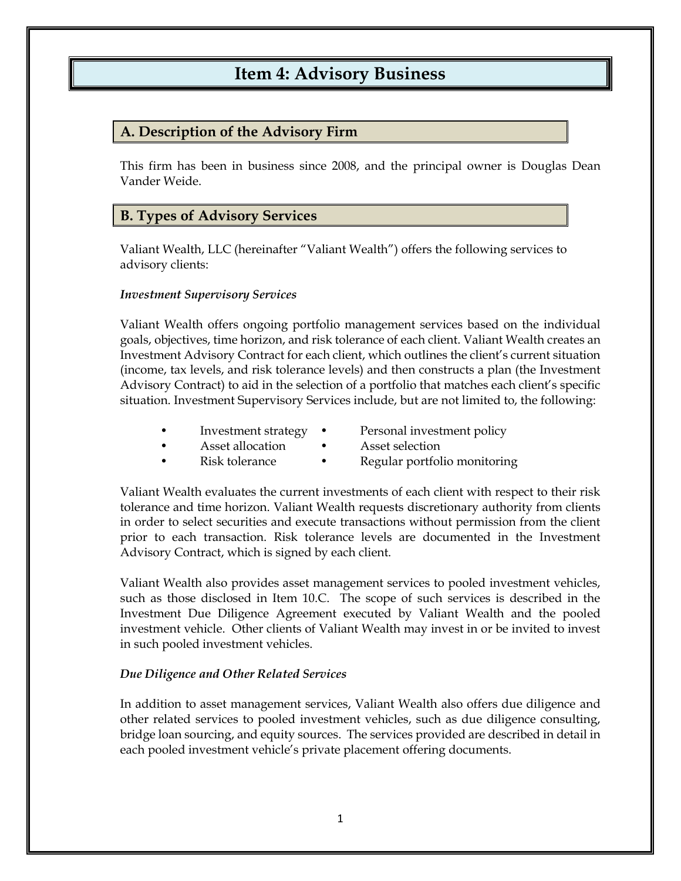# Item 4: Advisory Business

## A. Description of the Advisory Firm

This firm has been in business since 2008, and the principal owner is Douglas Dean Vander Weide.

## B. Types of Advisory Services

Valiant Wealth, LLC (hereinafter "Valiant Wealth") offers the following services to advisory clients:

***Investment Supervisory Services***

Valiant Wealth offers ongoing portfolio management services based on the individual goals, objectives, time horizon, and risk tolerance of each client. Valiant Wealth creates an Investment Advisory Contract for each client, which outlines the client's current situation (income, tax levels, and risk tolerance levels) and then constructs a plan (the Investment Advisory Contract) to aid in the selection of a portfolio that matches each client's specific situation. Investment Supervisory Services include, but are not limited to, the following:

- Investment strategy
- Personal investment policy
- Asset allocation
- Asset selection
- Risk tolerance
- Regular portfolio monitoring

Valiant Wealth evaluates the current investments of each client with respect to their risk tolerance and time horizon. Valiant Wealth requests discretionary authority from clients in order to select securities and execute transactions without permission from the client prior to each transaction. Risk tolerance levels are documented in the Investment Advisory Contract, which is signed by each client.

Valiant Wealth also provides asset management services to pooled investment vehicles, such as those disclosed in Item 10.C. The scope of such services is described in the Investment Due Diligence Agreement executed by Valiant Wealth and the pooled investment vehicle. Other clients of Valiant Wealth may invest in or be invited to invest in such pooled investment vehicles.

***Due Diligence and Other Related Services***

In addition to asset management services, Valiant Wealth also offers due diligence and other related services to pooled investment vehicles, such as due diligence consulting, bridge loan sourcing, and equity sources. The services provided are described in detail in each pooled investment vehicle's private placement offering documents.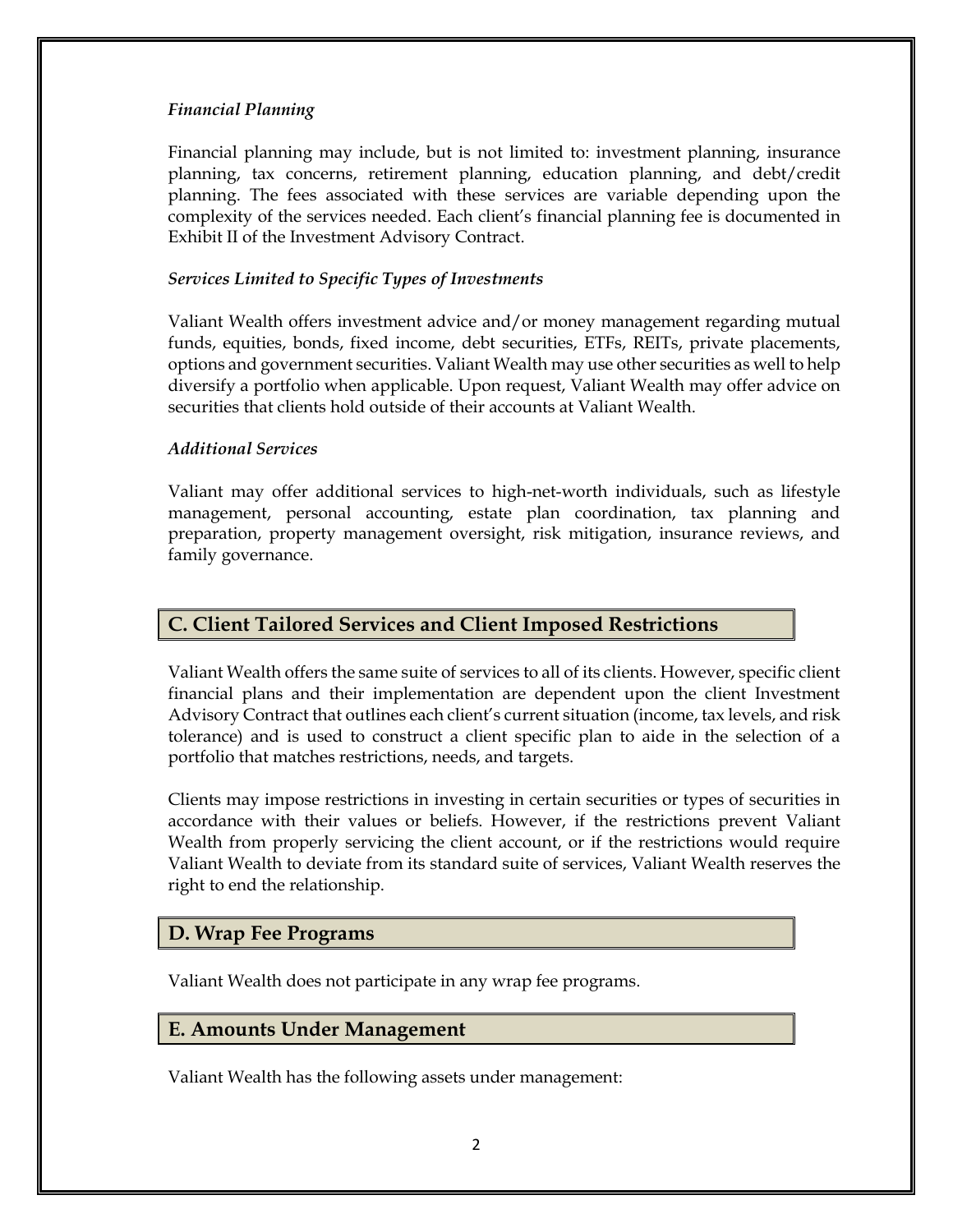*Financial Planning*

Financial planning may include, but is not limited to: investment planning, insurance planning, tax concerns, retirement planning, education planning, and debt/credit planning. The fees associated with these services are variable depending upon the complexity of the services needed. Each client's financial planning fee is documented in Exhibit II of the Investment Advisory Contract.

*Services Limited to Specific Types of Investments*

Valiant Wealth offers investment advice and/or money management regarding mutual funds, equities, bonds, fixed income, debt securities, ETFs, REITs, private placements, options and government securities. Valiant Wealth may use other securities as well to help diversify a portfolio when applicable. Upon request, Valiant Wealth may offer advice on securities that clients hold outside of their accounts at Valiant Wealth.

*Additional Services*

Valiant may offer additional services to high-net-worth individuals, such as lifestyle management, personal accounting, estate plan coordination, tax planning and preparation, property management oversight, risk mitigation, insurance reviews, and family governance.

## C. Client Tailored Services and Client Imposed Restrictions

Valiant Wealth offers the same suite of services to all of its clients. However, specific client financial plans and their implementation are dependent upon the client Investment Advisory Contract that outlines each client's current situation (income, tax levels, and risk tolerance) and is used to construct a client specific plan to aide in the selection of a portfolio that matches restrictions, needs, and targets.

Clients may impose restrictions in investing in certain securities or types of securities in accordance with their values or beliefs. However, if the restrictions prevent Valiant Wealth from properly servicing the client account, or if the restrictions would require Valiant Wealth to deviate from its standard suite of services, Valiant Wealth reserves the right to end the relationship.

## D. Wrap Fee Programs

Valiant Wealth does not participate in any wrap fee programs.

## E. Amounts Under Management

Valiant Wealth has the following assets under management: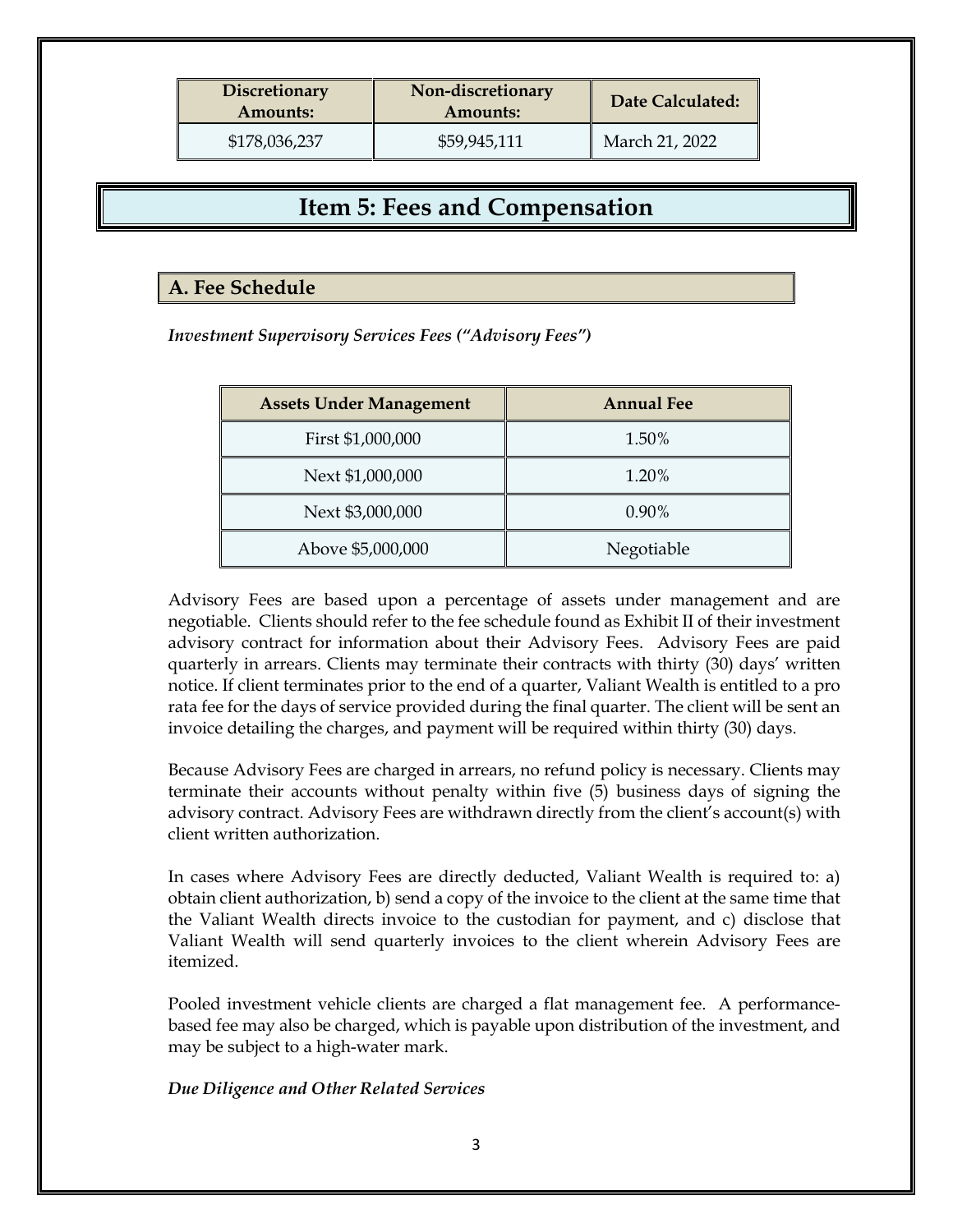| Discretionary Amounts: | Non-discretionary Amounts: | Date Calculated: |
| --- | --- | --- |
| $178,036,237 | $59,945,111 | March 21, 2022 |

# Item 5: Fees and Compensation

## A. Fee Schedule

***Investment Supervisory Services Fees ("Advisory Fees")***

| Assets Under Management | Annual Fee |
| --- | --- |
| First $1,000,000 | 1.50% |
| Next $1,000,000 | 1.20% |
| Next $3,000,000 | 0.90% |
| Above $5,000,000 | Negotiable |

Advisory Fees are based upon a percentage of assets under management and are negotiable. Clients should refer to the fee schedule found as Exhibit II of their investment advisory contract for information about their Advisory Fees. Advisory Fees are paid quarterly in arrears. Clients may terminate their contracts with thirty (30) days' written notice. If client terminates prior to the end of a quarter, Valiant Wealth is entitled to a pro rata fee for the days of service provided during the final quarter. The client will be sent an invoice detailing the charges, and payment will be required within thirty (30) days.

Because Advisory Fees are charged in arrears, no refund policy is necessary. Clients may terminate their accounts without penalty within five (5) business days of signing the advisory contract. Advisory Fees are withdrawn directly from the client's account(s) with client written authorization.

In cases where Advisory Fees are directly deducted, Valiant Wealth is required to: a) obtain client authorization, b) send a copy of the invoice to the client at the same time that the Valiant Wealth directs invoice to the custodian for payment, and c) disclose that Valiant Wealth will send quarterly invoices to the client wherein Advisory Fees are itemized.

Pooled investment vehicle clients are charged a flat management fee. A performance-based fee may also be charged, which is payable upon distribution of the investment, and may be subject to a high-water mark.

***Due Diligence and Other Related Services***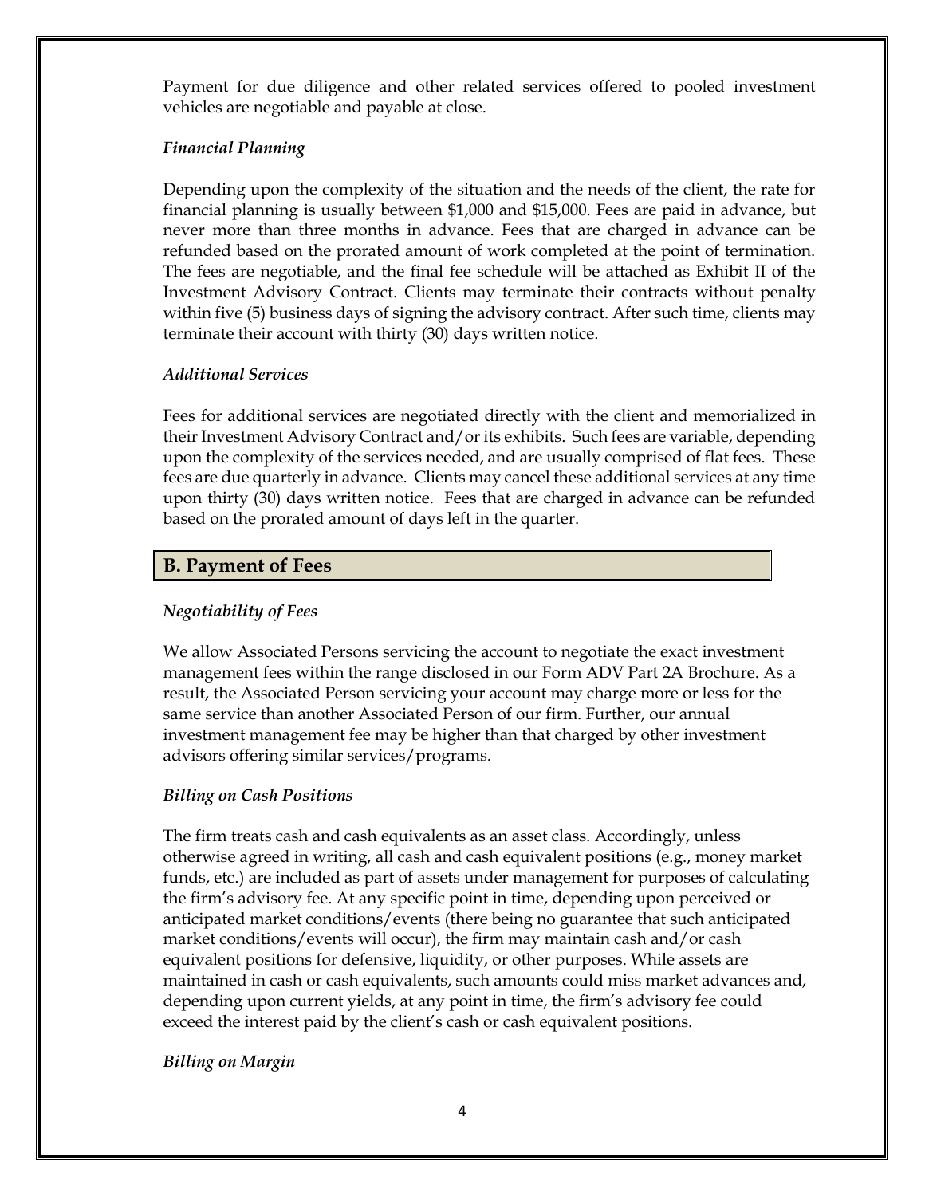Payment for due diligence and other related services offered to pooled investment vehicles are negotiable and payable at close.

*Financial Planning*

Depending upon the complexity of the situation and the needs of the client, the rate for financial planning is usually between $1,000 and $15,000. Fees are paid in advance, but never more than three months in advance. Fees that are charged in advance can be refunded based on the prorated amount of work completed at the point of termination. The fees are negotiable, and the final fee schedule will be attached as Exhibit II of the Investment Advisory Contract. Clients may terminate their contracts without penalty within five (5) business days of signing the advisory contract. After such time, clients may terminate their account with thirty (30) days written notice.

*Additional Services*

Fees for additional services are negotiated directly with the client and memorialized in their Investment Advisory Contract and/or its exhibits. Such fees are variable, depending upon the complexity of the services needed, and are usually comprised of flat fees. These fees are due quarterly in advance. Clients may cancel these additional services at any time upon thirty (30) days written notice. Fees that are charged in advance can be refunded based on the prorated amount of days left in the quarter.

## B. Payment of Fees

*Negotiability of Fees*

We allow Associated Persons servicing the account to negotiate the exact investment management fees within the range disclosed in our Form ADV Part 2A Brochure. As a result, the Associated Person servicing your account may charge more or less for the same service than another Associated Person of our firm. Further, our annual investment management fee may be higher than that charged by other investment advisors offering similar services/programs.

*Billing on Cash Positions*

The firm treats cash and cash equivalents as an asset class. Accordingly, unless otherwise agreed in writing, all cash and cash equivalent positions (e.g., money market funds, etc.) are included as part of assets under management for purposes of calculating the firm's advisory fee. At any specific point in time, depending upon perceived or anticipated market conditions/events (there being no guarantee that such anticipated market conditions/events will occur), the firm may maintain cash and/or cash equivalent positions for defensive, liquidity, or other purposes. While assets are maintained in cash or cash equivalents, such amounts could miss market advances and, depending upon current yields, at any point in time, the firm's advisory fee could exceed the interest paid by the client's cash or cash equivalent positions.

*Billing on Margin*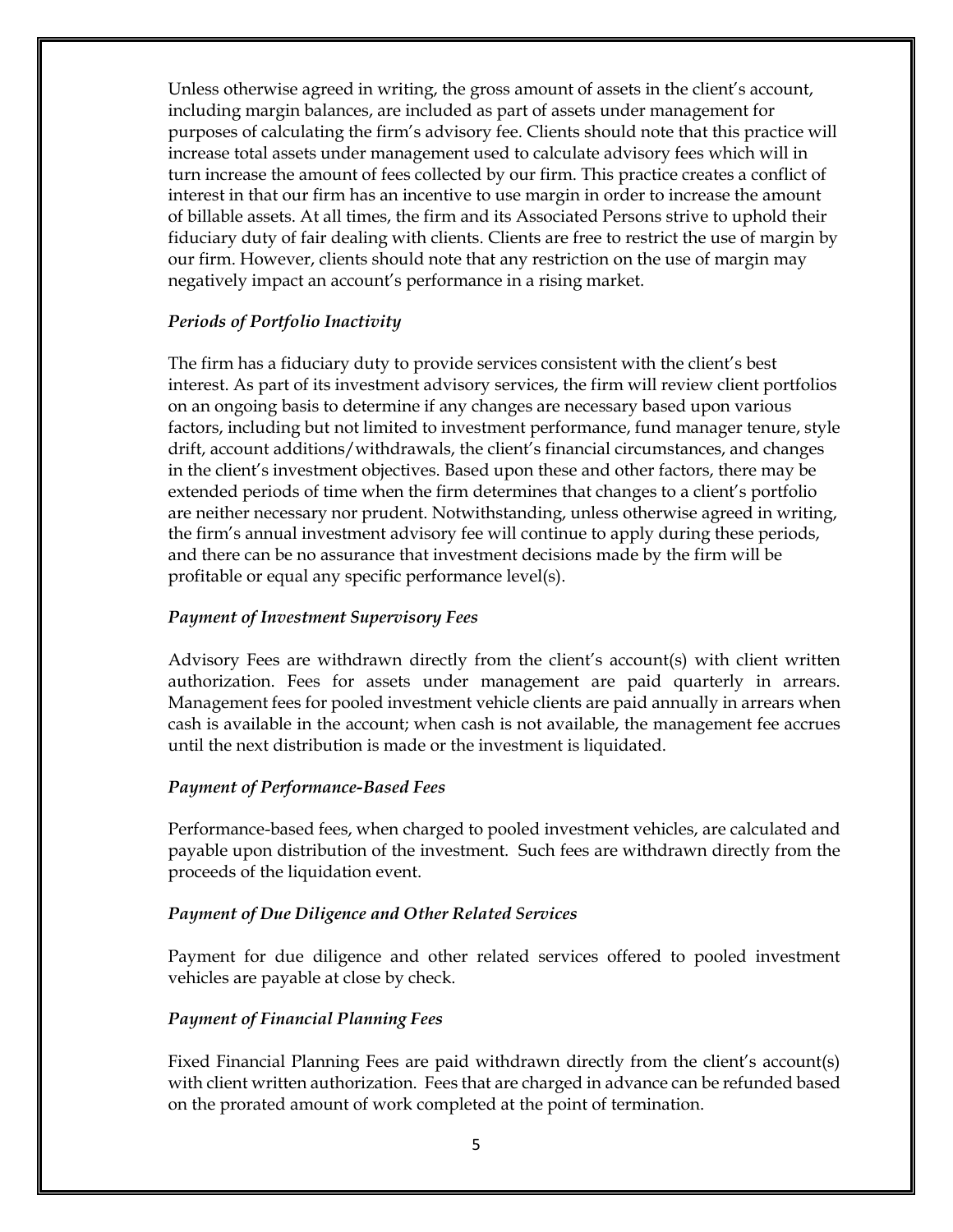Unless otherwise agreed in writing, the gross amount of assets in the client's account, including margin balances, are included as part of assets under management for purposes of calculating the firm's advisory fee. Clients should note that this practice will increase total assets under management used to calculate advisory fees which will in turn increase the amount of fees collected by our firm. This practice creates a conflict of interest in that our firm has an incentive to use margin in order to increase the amount of billable assets. At all times, the firm and its Associated Persons strive to uphold their fiduciary duty of fair dealing with clients. Clients are free to restrict the use of margin by our firm. However, clients should note that any restriction on the use of margin may negatively impact an account's performance in a rising market.

***Periods of Portfolio Inactivity***

The firm has a fiduciary duty to provide services consistent with the client's best interest. As part of its investment advisory services, the firm will review client portfolios on an ongoing basis to determine if any changes are necessary based upon various factors, including but not limited to investment performance, fund manager tenure, style drift, account additions/withdrawals, the client's financial circumstances, and changes in the client's investment objectives. Based upon these and other factors, there may be extended periods of time when the firm determines that changes to a client's portfolio are neither necessary nor prudent. Notwithstanding, unless otherwise agreed in writing, the firm's annual investment advisory fee will continue to apply during these periods, and there can be no assurance that investment decisions made by the firm will be profitable or equal any specific performance level(s).

***Payment of Investment Supervisory Fees***

Advisory Fees are withdrawn directly from the client's account(s) with client written authorization. Fees for assets under management are paid quarterly in arrears. Management fees for pooled investment vehicle clients are paid annually in arrears when cash is available in the account; when cash is not available, the management fee accrues until the next distribution is made or the investment is liquidated.

***Payment of Performance-Based Fees***

Performance-based fees, when charged to pooled investment vehicles, are calculated and payable upon distribution of the investment. Such fees are withdrawn directly from the proceeds of the liquidation event.

***Payment of Due Diligence and Other Related Services***

Payment for due diligence and other related services offered to pooled investment vehicles are payable at close by check.

***Payment of Financial Planning Fees***

Fixed Financial Planning Fees are paid withdrawn directly from the client's account(s) with client written authorization. Fees that are charged in advance can be refunded based on the prorated amount of work completed at the point of termination.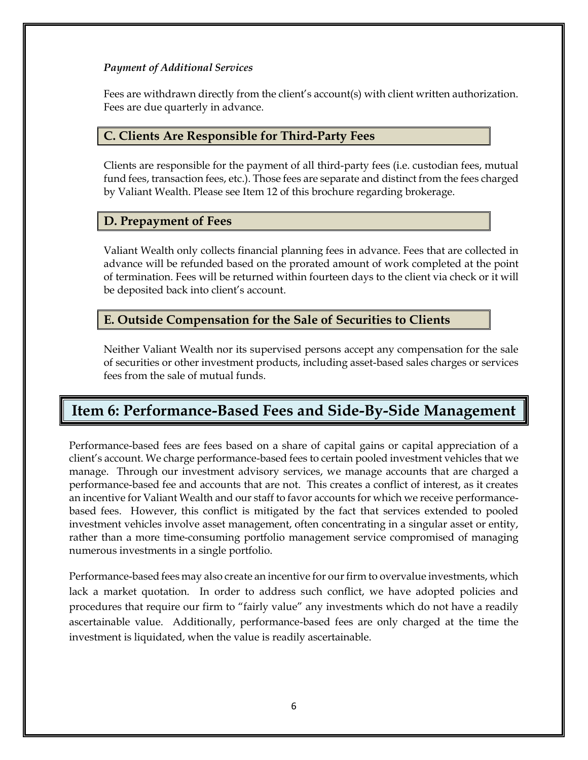*Payment of Additional Services*

Fees are withdrawn directly from the client's account(s) with client written authorization. Fees are due quarterly in advance.

### C. Clients Are Responsible for Third-Party Fees

Clients are responsible for the payment of all third-party fees (i.e. custodian fees, mutual fund fees, transaction fees, etc.). Those fees are separate and distinct from the fees charged by Valiant Wealth. Please see Item 12 of this brochure regarding brokerage.

### D. Prepayment of Fees

Valiant Wealth only collects financial planning fees in advance. Fees that are collected in advance will be refunded based on the prorated amount of work completed at the point of termination. Fees will be returned within fourteen days to the client via check or it will be deposited back into client's account.

### E. Outside Compensation for the Sale of Securities to Clients

Neither Valiant Wealth nor its supervised persons accept any compensation for the sale of securities or other investment products, including asset-based sales charges or services fees from the sale of mutual funds.

## Item 6: Performance-Based Fees and Side-By-Side Management

Performance-based fees are fees based on a share of capital gains or capital appreciation of a client's account. We charge performance-based fees to certain pooled investment vehicles that we manage. Through our investment advisory services, we manage accounts that are charged a performance-based fee and accounts that are not. This creates a conflict of interest, as it creates an incentive for Valiant Wealth and our staff to favor accounts for which we receive performance-based fees. However, this conflict is mitigated by the fact that services extended to pooled investment vehicles involve asset management, often concentrating in a singular asset or entity, rather than a more time-consuming portfolio management service compromised of managing numerous investments in a single portfolio.

Performance-based fees may also create an incentive for our firm to overvalue investments, which lack a market quotation. In order to address such conflict, we have adopted policies and procedures that require our firm to "fairly value" any investments which do not have a readily ascertainable value. Additionally, performance-based fees are only charged at the time the investment is liquidated, when the value is readily ascertainable.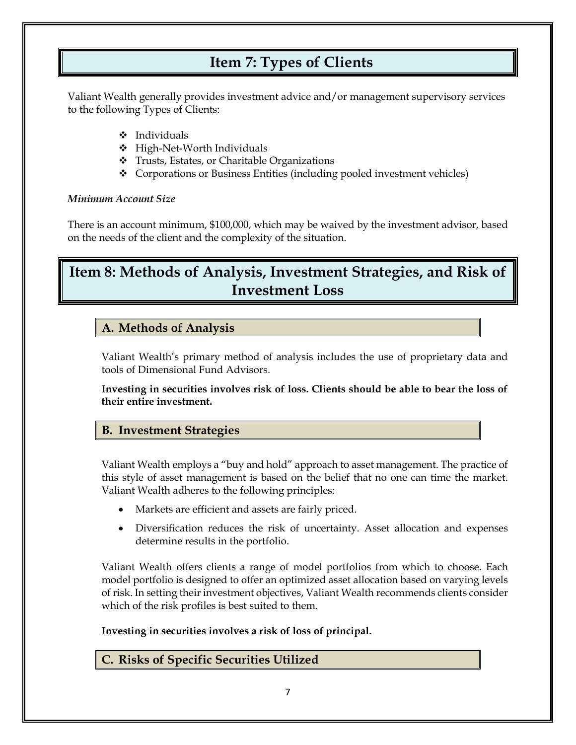# Item 7: Types of Clients

Valiant Wealth generally provides investment advice and/or management supervisory services to the following Types of Clients:

- Individuals
- High-Net-Worth Individuals
- Trusts, Estates, or Charitable Organizations
- Corporations or Business Entities (including pooled investment vehicles)

***Minimum Account Size***

There is an account minimum, $100,000, which may be waived by the investment advisor, based on the needs of the client and the complexity of the situation.

# Item 8: Methods of Analysis, Investment Strategies, and Risk of Investment Loss

## A. Methods of Analysis

Valiant Wealth's primary method of analysis includes the use of proprietary data and tools of Dimensional Fund Advisors.

**Investing in securities involves risk of loss. Clients should be able to bear the loss of their entire investment.**

## B. Investment Strategies

Valiant Wealth employs a "buy and hold" approach to asset management. The practice of this style of asset management is based on the belief that no one can time the market. Valiant Wealth adheres to the following principles:

- Markets are efficient and assets are fairly priced.
- Diversification reduces the risk of uncertainty. Asset allocation and expenses determine results in the portfolio.

Valiant Wealth offers clients a range of model portfolios from which to choose. Each model portfolio is designed to offer an optimized asset allocation based on varying levels of risk. In setting their investment objectives, Valiant Wealth recommends clients consider which of the risk profiles is best suited to them.

**Investing in securities involves a risk of loss of principal.**

## C. Risks of Specific Securities Utilized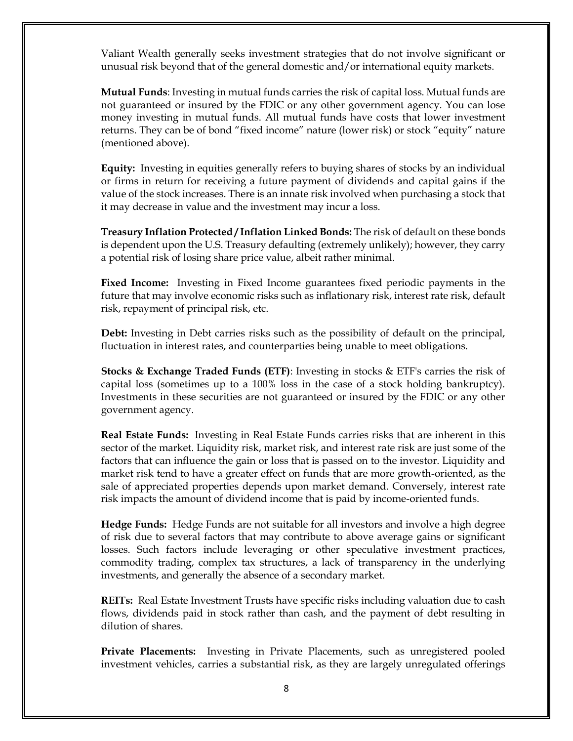Valiant Wealth generally seeks investment strategies that do not involve significant or unusual risk beyond that of the general domestic and/or international equity markets.

**Mutual Funds**: Investing in mutual funds carries the risk of capital loss. Mutual funds are not guaranteed or insured by the FDIC or any other government agency. You can lose money investing in mutual funds. All mutual funds have costs that lower investment returns. They can be of bond "fixed income" nature (lower risk) or stock "equity" nature (mentioned above).

**Equity:** Investing in equities generally refers to buying shares of stocks by an individual or firms in return for receiving a future payment of dividends and capital gains if the value of the stock increases. There is an innate risk involved when purchasing a stock that it may decrease in value and the investment may incur a loss.

**Treasury Inflation Protected / Inflation Linked Bonds:** The risk of default on these bonds is dependent upon the U.S. Treasury defaulting (extremely unlikely); however, they carry a potential risk of losing share price value, albeit rather minimal.

**Fixed Income:** Investing in Fixed Income guarantees fixed periodic payments in the future that may involve economic risks such as inflationary risk, interest rate risk, default risk, repayment of principal risk, etc.

**Debt:** Investing in Debt carries risks such as the possibility of default on the principal, fluctuation in interest rates, and counterparties being unable to meet obligations.

**Stocks & Exchange Traded Funds (ETF)**: Investing in stocks & ETF's carries the risk of capital loss (sometimes up to a 100% loss in the case of a stock holding bankruptcy). Investments in these securities are not guaranteed or insured by the FDIC or any other government agency.

**Real Estate Funds:** Investing in Real Estate Funds carries risks that are inherent in this sector of the market. Liquidity risk, market risk, and interest rate risk are just some of the factors that can influence the gain or loss that is passed on to the investor. Liquidity and market risk tend to have a greater effect on funds that are more growth-oriented, as the sale of appreciated properties depends upon market demand. Conversely, interest rate risk impacts the amount of dividend income that is paid by income-oriented funds.

**Hedge Funds:** Hedge Funds are not suitable for all investors and involve a high degree of risk due to several factors that may contribute to above average gains or significant losses. Such factors include leveraging or other speculative investment practices, commodity trading, complex tax structures, a lack of transparency in the underlying investments, and generally the absence of a secondary market.

**REITs:** Real Estate Investment Trusts have specific risks including valuation due to cash flows, dividends paid in stock rather than cash, and the payment of debt resulting in dilution of shares.

**Private Placements:** Investing in Private Placements, such as unregistered pooled investment vehicles, carries a substantial risk, as they are largely unregulated offerings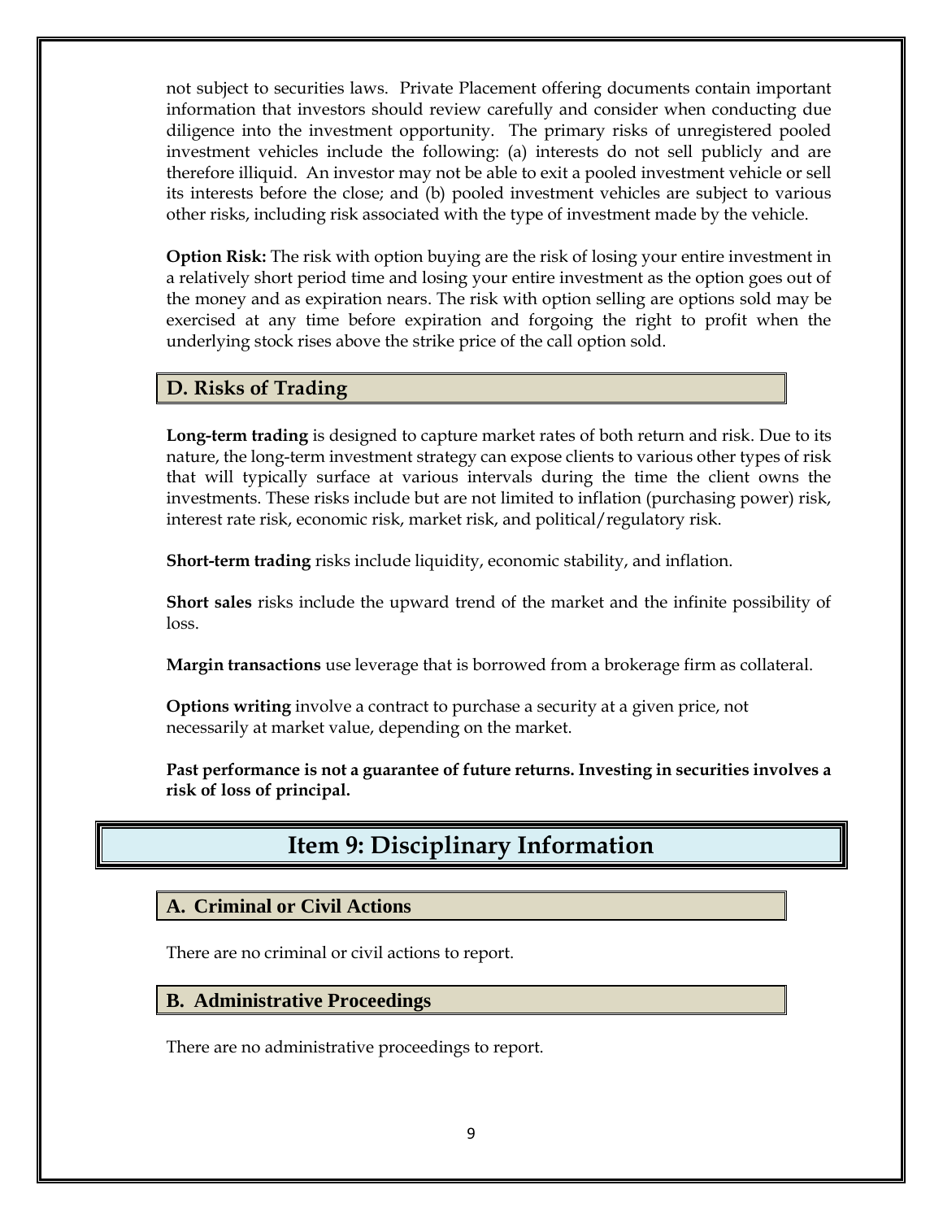not subject to securities laws. Private Placement offering documents contain important information that investors should review carefully and consider when conducting due diligence into the investment opportunity. The primary risks of unregistered pooled investment vehicles include the following: (a) interests do not sell publicly and are therefore illiquid. An investor may not be able to exit a pooled investment vehicle or sell its interests before the close; and (b) pooled investment vehicles are subject to various other risks, including risk associated with the type of investment made by the vehicle.

**Option Risk:** The risk with option buying are the risk of losing your entire investment in a relatively short period time and losing your entire investment as the option goes out of the money and as expiration nears. The risk with option selling are options sold may be exercised at any time before expiration and forgoing the right to profit when the underlying stock rises above the strike price of the call option sold.

### D. Risks of Trading

**Long-term trading** is designed to capture market rates of both return and risk. Due to its nature, the long-term investment strategy can expose clients to various other types of risk that will typically surface at various intervals during the time the client owns the investments. These risks include but are not limited to inflation (purchasing power) risk, interest rate risk, economic risk, market risk, and political/regulatory risk.

**Short-term trading** risks include liquidity, economic stability, and inflation.

**Short sales** risks include the upward trend of the market and the infinite possibility of loss.

**Margin transactions** use leverage that is borrowed from a brokerage firm as collateral.

**Options writing** involve a contract to purchase a security at a given price, not necessarily at market value, depending on the market.

**Past performance is not a guarantee of future returns. Investing in securities involves a risk of loss of principal.**

## Item 9: Disciplinary Information

### A. Criminal or Civil Actions

There are no criminal or civil actions to report.

### B. Administrative Proceedings

There are no administrative proceedings to report.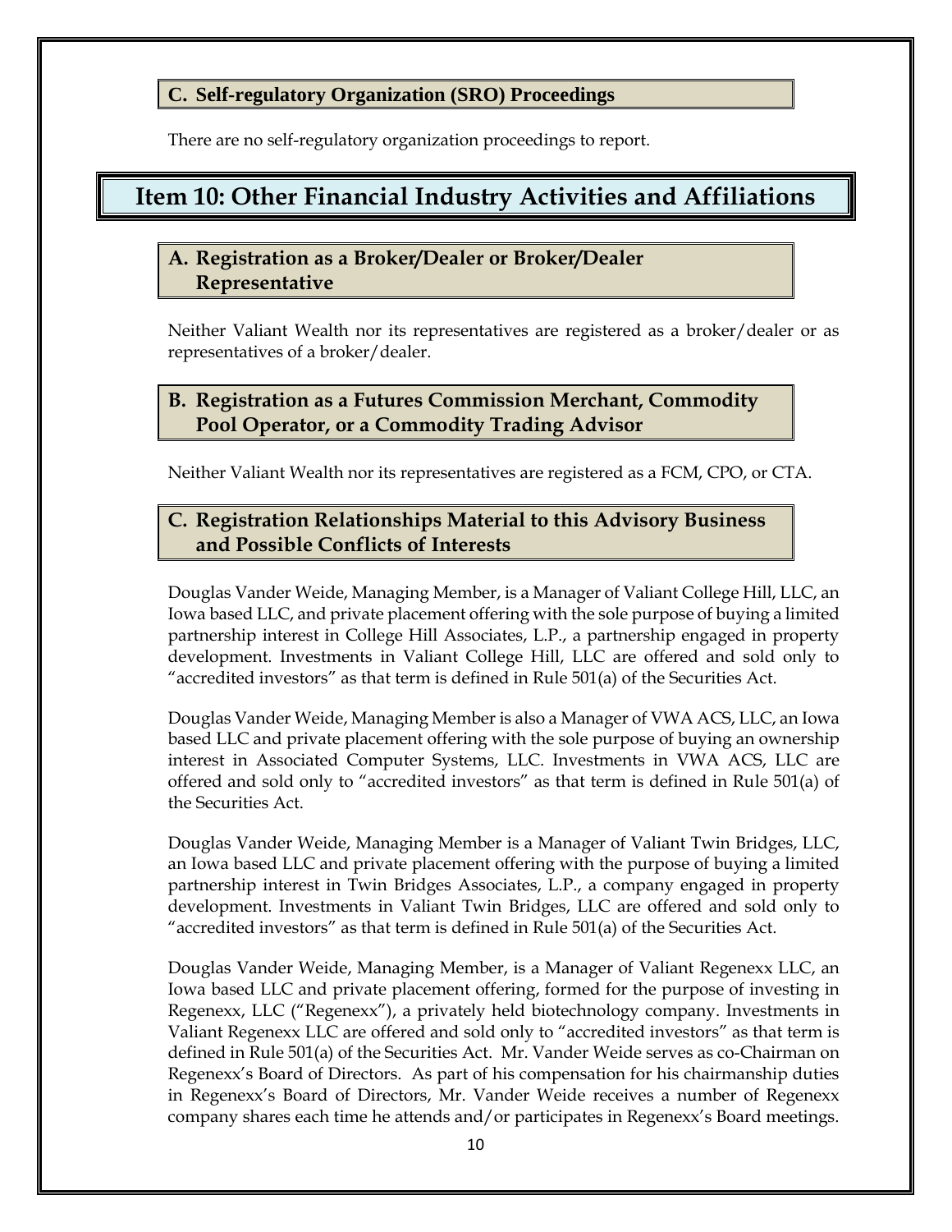### C. Self-regulatory Organization (SRO) Proceedings

There are no self-regulatory organization proceedings to report.

## Item 10: Other Financial Industry Activities and Affiliations

### A. Registration as a Broker/Dealer or Broker/Dealer Representative

Neither Valiant Wealth nor its representatives are registered as a broker/dealer or as representatives of a broker/dealer.

### B. Registration as a Futures Commission Merchant, Commodity Pool Operator, or a Commodity Trading Advisor

Neither Valiant Wealth nor its representatives are registered as a FCM, CPO, or CTA.

### C. Registration Relationships Material to this Advisory Business and Possible Conflicts of Interests

Douglas Vander Weide, Managing Member, is a Manager of Valiant College Hill, LLC, an Iowa based LLC, and private placement offering with the sole purpose of buying a limited partnership interest in College Hill Associates, L.P., a partnership engaged in property development. Investments in Valiant College Hill, LLC are offered and sold only to "accredited investors" as that term is defined in Rule 501(a) of the Securities Act.

Douglas Vander Weide, Managing Member is also a Manager of VWA ACS, LLC, an Iowa based LLC and private placement offering with the sole purpose of buying an ownership interest in Associated Computer Systems, LLC. Investments in VWA ACS, LLC are offered and sold only to "accredited investors" as that term is defined in Rule 501(a) of the Securities Act.

Douglas Vander Weide, Managing Member is a Manager of Valiant Twin Bridges, LLC, an Iowa based LLC and private placement offering with the purpose of buying a limited partnership interest in Twin Bridges Associates, L.P., a company engaged in property development. Investments in Valiant Twin Bridges, LLC are offered and sold only to "accredited investors" as that term is defined in Rule 501(a) of the Securities Act.

Douglas Vander Weide, Managing Member, is a Manager of Valiant Regenexx LLC, an Iowa based LLC and private placement offering, formed for the purpose of investing in Regenexx, LLC ("Regenexx"), a privately held biotechnology company. Investments in Valiant Regenexx LLC are offered and sold only to "accredited investors" as that term is defined in Rule 501(a) of the Securities Act. Mr. Vander Weide serves as co-Chairman on Regenexx's Board of Directors. As part of his compensation for his chairmanship duties in Regenexx's Board of Directors, Mr. Vander Weide receives a number of Regenexx company shares each time he attends and/or participates in Regenexx's Board meetings.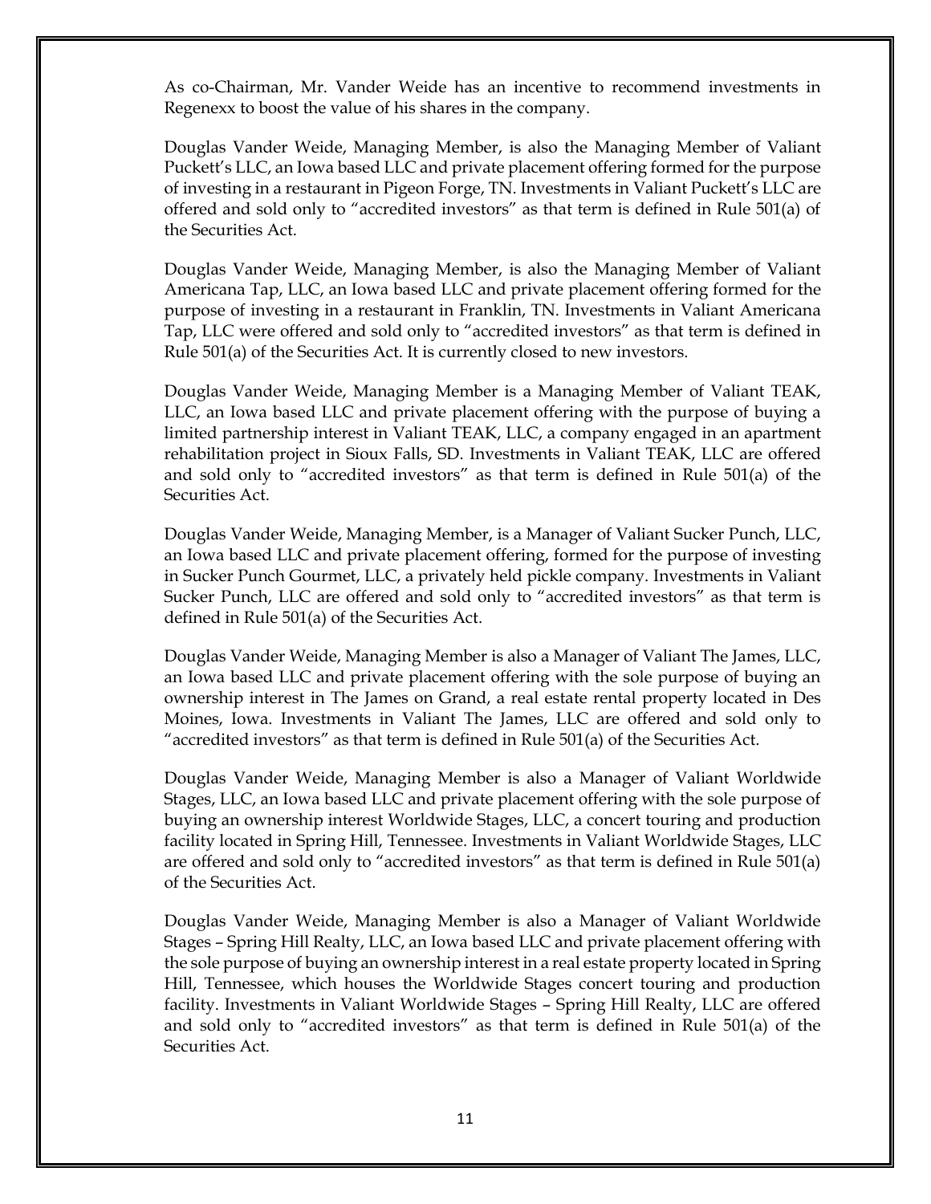As co-Chairman, Mr. Vander Weide has an incentive to recommend investments in Regenexx to boost the value of his shares in the company.

Douglas Vander Weide, Managing Member, is also the Managing Member of Valiant Puckett's LLC, an Iowa based LLC and private placement offering formed for the purpose of investing in a restaurant in Pigeon Forge, TN. Investments in Valiant Puckett's LLC are offered and sold only to "accredited investors" as that term is defined in Rule 501(a) of the Securities Act.

Douglas Vander Weide, Managing Member, is also the Managing Member of Valiant Americana Tap, LLC, an Iowa based LLC and private placement offering formed for the purpose of investing in a restaurant in Franklin, TN. Investments in Valiant Americana Tap, LLC were offered and sold only to "accredited investors" as that term is defined in Rule 501(a) of the Securities Act. It is currently closed to new investors.

Douglas Vander Weide, Managing Member is a Managing Member of Valiant TEAK, LLC, an Iowa based LLC and private placement offering with the purpose of buying a limited partnership interest in Valiant TEAK, LLC, a company engaged in an apartment rehabilitation project in Sioux Falls, SD. Investments in Valiant TEAK, LLC are offered and sold only to "accredited investors" as that term is defined in Rule 501(a) of the Securities Act.

Douglas Vander Weide, Managing Member, is a Manager of Valiant Sucker Punch, LLC, an Iowa based LLC and private placement offering, formed for the purpose of investing in Sucker Punch Gourmet, LLC, a privately held pickle company. Investments in Valiant Sucker Punch, LLC are offered and sold only to "accredited investors" as that term is defined in Rule 501(a) of the Securities Act.

Douglas Vander Weide, Managing Member is also a Manager of Valiant The James, LLC, an Iowa based LLC and private placement offering with the sole purpose of buying an ownership interest in The James on Grand, a real estate rental property located in Des Moines, Iowa. Investments in Valiant The James, LLC are offered and sold only to "accredited investors" as that term is defined in Rule 501(a) of the Securities Act.

Douglas Vander Weide, Managing Member is also a Manager of Valiant Worldwide Stages, LLC, an Iowa based LLC and private placement offering with the sole purpose of buying an ownership interest Worldwide Stages, LLC, a concert touring and production facility located in Spring Hill, Tennessee. Investments in Valiant Worldwide Stages, LLC are offered and sold only to "accredited investors" as that term is defined in Rule 501(a) of the Securities Act.

Douglas Vander Weide, Managing Member is also a Manager of Valiant Worldwide Stages – Spring Hill Realty, LLC, an Iowa based LLC and private placement offering with the sole purpose of buying an ownership interest in a real estate property located in Spring Hill, Tennessee, which houses the Worldwide Stages concert touring and production facility. Investments in Valiant Worldwide Stages – Spring Hill Realty, LLC are offered and sold only to "accredited investors" as that term is defined in Rule 501(a) of the Securities Act.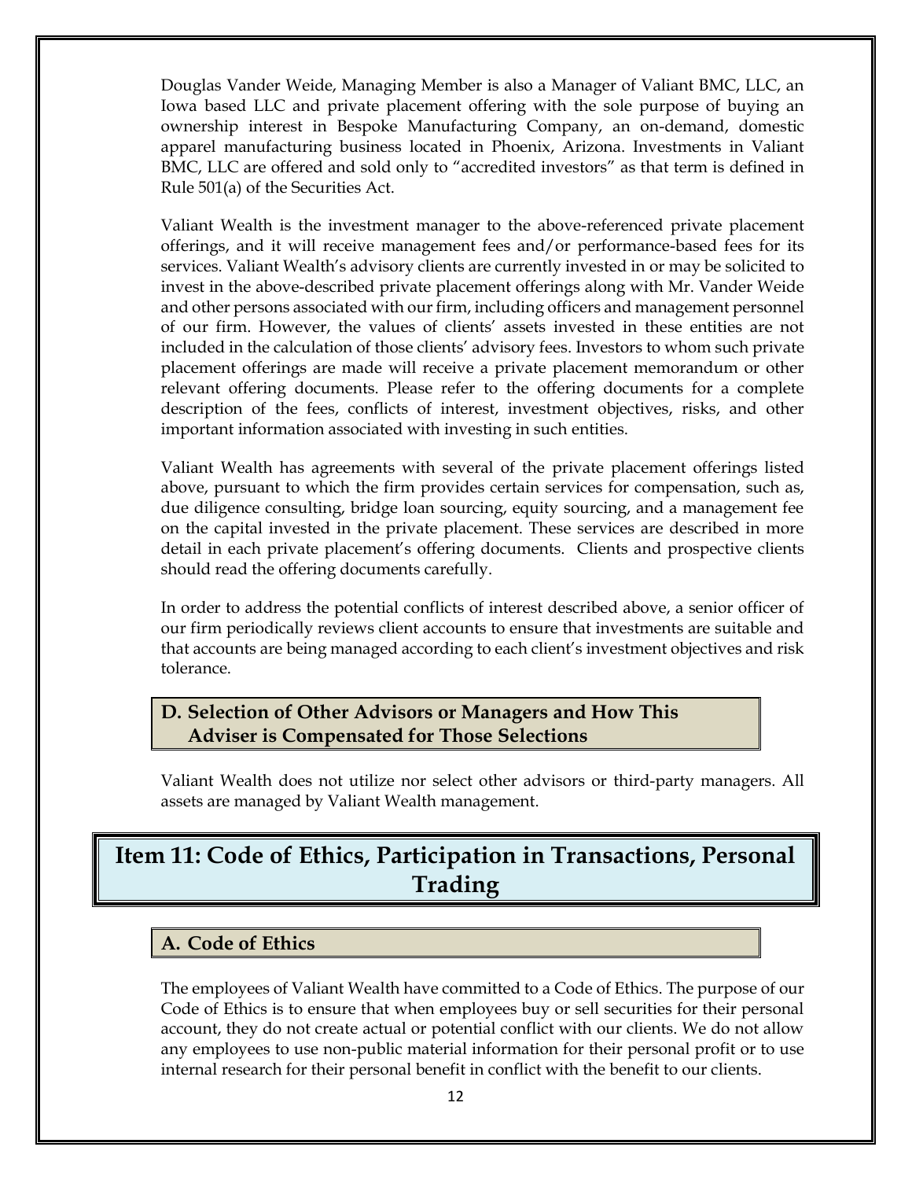Douglas Vander Weide, Managing Member is also a Manager of Valiant BMC, LLC, an Iowa based LLC and private placement offering with the sole purpose of buying an ownership interest in Bespoke Manufacturing Company, an on-demand, domestic apparel manufacturing business located in Phoenix, Arizona. Investments in Valiant BMC, LLC are offered and sold only to "accredited investors" as that term is defined in Rule 501(a) of the Securities Act.

Valiant Wealth is the investment manager to the above-referenced private placement offerings, and it will receive management fees and/or performance-based fees for its services. Valiant Wealth's advisory clients are currently invested in or may be solicited to invest in the above-described private placement offerings along with Mr. Vander Weide and other persons associated with our firm, including officers and management personnel of our firm. However, the values of clients' assets invested in these entities are not included in the calculation of those clients' advisory fees. Investors to whom such private placement offerings are made will receive a private placement memorandum or other relevant offering documents. Please refer to the offering documents for a complete description of the fees, conflicts of interest, investment objectives, risks, and other important information associated with investing in such entities.

Valiant Wealth has agreements with several of the private placement offerings listed above, pursuant to which the firm provides certain services for compensation, such as, due diligence consulting, bridge loan sourcing, equity sourcing, and a management fee on the capital invested in the private placement. These services are described in more detail in each private placement's offering documents. Clients and prospective clients should read the offering documents carefully.

In order to address the potential conflicts of interest described above, a senior officer of our firm periodically reviews client accounts to ensure that investments are suitable and that accounts are being managed according to each client's investment objectives and risk tolerance.

### D. Selection of Other Advisors or Managers and How This Adviser is Compensated for Those Selections

Valiant Wealth does not utilize nor select other advisors or third-party managers. All assets are managed by Valiant Wealth management.

## Item 11: Code of Ethics, Participation in Transactions, Personal Trading

### A. Code of Ethics

The employees of Valiant Wealth have committed to a Code of Ethics. The purpose of our Code of Ethics is to ensure that when employees buy or sell securities for their personal account, they do not create actual or potential conflict with our clients. We do not allow any employees to use non-public material information for their personal profit or to use internal research for their personal benefit in conflict with the benefit to our clients.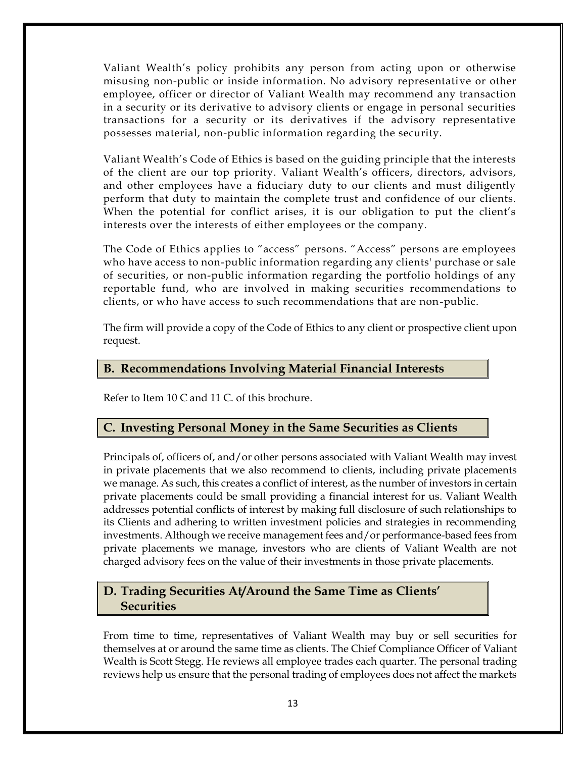Valiant Wealth's policy prohibits any person from acting upon or otherwise misusing non-public or inside information. No advisory representative or other employee, officer or director of Valiant Wealth may recommend any transaction in a security or its derivative to advisory clients or engage in personal securities transactions for a security or its derivatives if the advisory representative possesses material, non-public information regarding the security.

Valiant Wealth's Code of Ethics is based on the guiding principle that the interests of the client are our top priority. Valiant Wealth's officers, directors, advisors, and other employees have a fiduciary duty to our clients and must diligently perform that duty to maintain the complete trust and confidence of our clients. When the potential for conflict arises, it is our obligation to put the client's interests over the interests of either employees or the company.

The Code of Ethics applies to "access" persons. "Access" persons are employees who have access to non-public information regarding any clients' purchase or sale of securities, or non-public information regarding the portfolio holdings of any reportable fund, who are involved in making securities recommendations to clients, or who have access to such recommendations that are non-public.

The firm will provide a copy of the Code of Ethics to any client or prospective client upon request.

## B. Recommendations Involving Material Financial Interests

Refer to Item 10 C and 11 C. of this brochure.

## C. Investing Personal Money in the Same Securities as Clients

Principals of, officers of, and/or other persons associated with Valiant Wealth may invest in private placements that we also recommend to clients, including private placements we manage. As such, this creates a conflict of interest, as the number of investors in certain private placements could be small providing a financial interest for us. Valiant Wealth addresses potential conflicts of interest by making full disclosure of such relationships to its Clients and adhering to written investment policies and strategies in recommending investments. Although we receive management fees and/or performance-based fees from private placements we manage, investors who are clients of Valiant Wealth are not charged advisory fees on the value of their investments in those private placements.

## D. Trading Securities At/Around the Same Time as Clients' Securities

From time to time, representatives of Valiant Wealth may buy or sell securities for themselves at or around the same time as clients. The Chief Compliance Officer of Valiant Wealth is Scott Stegg. He reviews all employee trades each quarter. The personal trading reviews help us ensure that the personal trading of employees does not affect the markets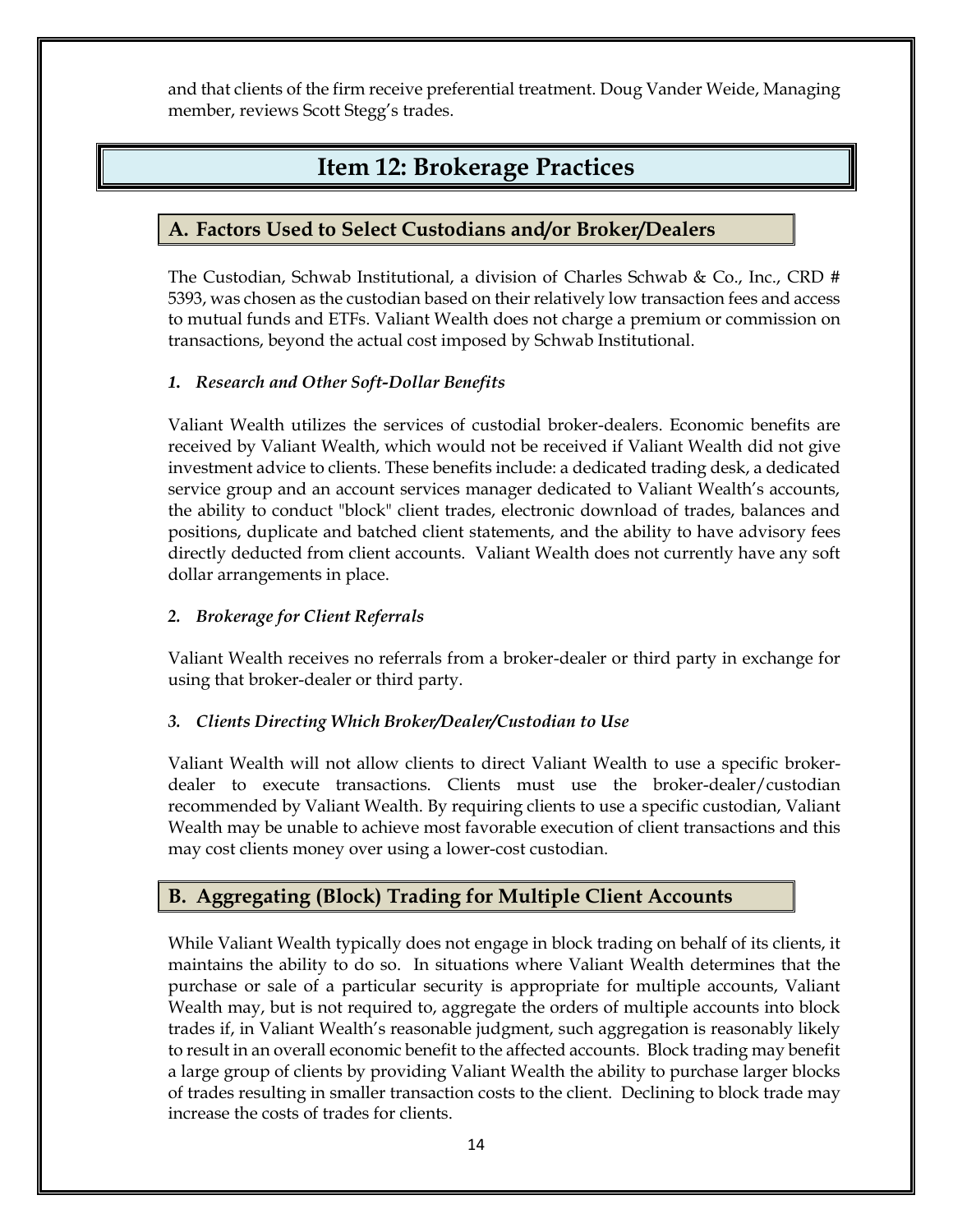and that clients of the firm receive preferential treatment. Doug Vander Weide, Managing member, reviews Scott Stegg's trades.

# Item 12: Brokerage Practices

## A. Factors Used to Select Custodians and/or Broker/Dealers

The Custodian, Schwab Institutional, a division of Charles Schwab & Co., Inc., CRD # 5393, was chosen as the custodian based on their relatively low transaction fees and access to mutual funds and ETFs. Valiant Wealth does not charge a premium or commission on transactions, beyond the actual cost imposed by Schwab Institutional.

### *1. Research and Other Soft-Dollar Benefits*

Valiant Wealth utilizes the services of custodial broker-dealers. Economic benefits are received by Valiant Wealth, which would not be received if Valiant Wealth did not give investment advice to clients. These benefits include: a dedicated trading desk, a dedicated service group and an account services manager dedicated to Valiant Wealth's accounts, the ability to conduct "block" client trades, electronic download of trades, balances and positions, duplicate and batched client statements, and the ability to have advisory fees directly deducted from client accounts. Valiant Wealth does not currently have any soft dollar arrangements in place.

### *2. Brokerage for Client Referrals*

Valiant Wealth receives no referrals from a broker-dealer or third party in exchange for using that broker-dealer or third party.

### *3. Clients Directing Which Broker/Dealer/Custodian to Use*

Valiant Wealth will not allow clients to direct Valiant Wealth to use a specific broker-dealer to execute transactions. Clients must use the broker-dealer/custodian recommended by Valiant Wealth. By requiring clients to use a specific custodian, Valiant Wealth may be unable to achieve most favorable execution of client transactions and this may cost clients money over using a lower-cost custodian.

## B. Aggregating (Block) Trading for Multiple Client Accounts

While Valiant Wealth typically does not engage in block trading on behalf of its clients, it maintains the ability to do so. In situations where Valiant Wealth determines that the purchase or sale of a particular security is appropriate for multiple accounts, Valiant Wealth may, but is not required to, aggregate the orders of multiple accounts into block trades if, in Valiant Wealth's reasonable judgment, such aggregation is reasonably likely to result in an overall economic benefit to the affected accounts. Block trading may benefit a large group of clients by providing Valiant Wealth the ability to purchase larger blocks of trades resulting in smaller transaction costs to the client. Declining to block trade may increase the costs of trades for clients.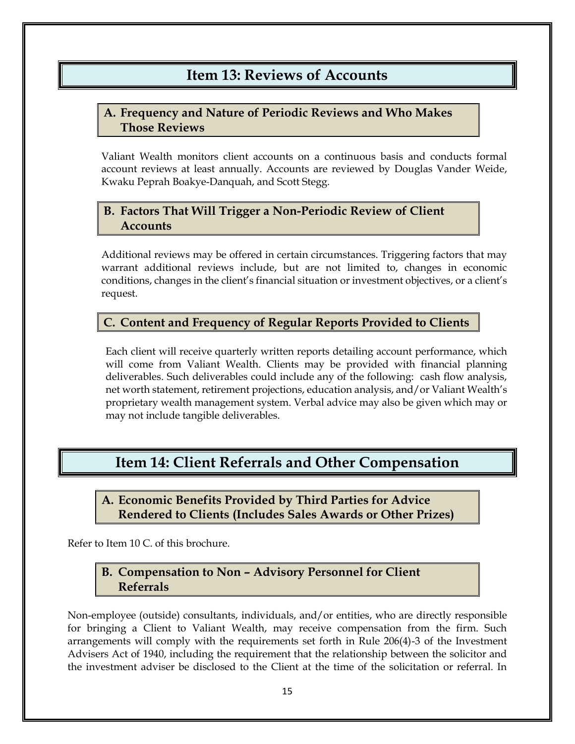# Item 13: Reviews of Accounts

## A. Frequency and Nature of Periodic Reviews and Who Makes Those Reviews

Valiant Wealth monitors client accounts on a continuous basis and conducts formal account reviews at least annually. Accounts are reviewed by Douglas Vander Weide, Kwaku Peprah Boakye-Danquah, and Scott Stegg.

## B. Factors That Will Trigger a Non-Periodic Review of Client Accounts

Additional reviews may be offered in certain circumstances. Triggering factors that may warrant additional reviews include, but are not limited to, changes in economic conditions, changes in the client's financial situation or investment objectives, or a client's request.

## C. Content and Frequency of Regular Reports Provided to Clients

Each client will receive quarterly written reports detailing account performance, which will come from Valiant Wealth. Clients may be provided with financial planning deliverables. Such deliverables could include any of the following: cash flow analysis, net worth statement, retirement projections, education analysis, and/or Valiant Wealth's proprietary wealth management system. Verbal advice may also be given which may or may not include tangible deliverables.

# Item 14: Client Referrals and Other Compensation

## A. Economic Benefits Provided by Third Parties for Advice Rendered to Clients (Includes Sales Awards or Other Prizes)

Refer to Item 10 C. of this brochure.

## B. Compensation to Non – Advisory Personnel for Client Referrals

Non-employee (outside) consultants, individuals, and/or entities, who are directly responsible for bringing a Client to Valiant Wealth, may receive compensation from the firm. Such arrangements will comply with the requirements set forth in Rule 206(4)-3 of the Investment Advisers Act of 1940, including the requirement that the relationship between the solicitor and the investment adviser be disclosed to the Client at the time of the solicitation or referral. In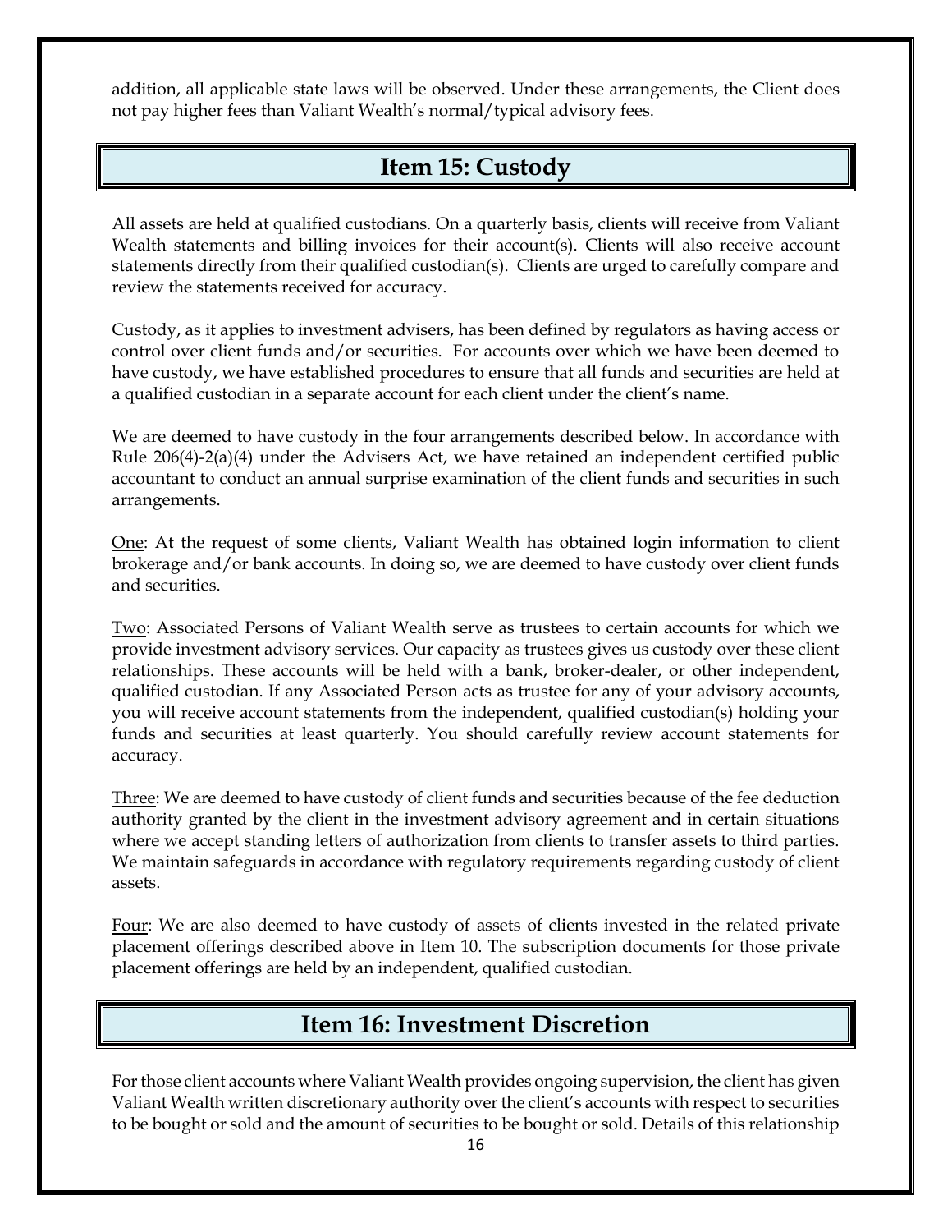addition, all applicable state laws will be observed. Under these arrangements, the Client does not pay higher fees than Valiant Wealth's normal/typical advisory fees.

## Item 15: Custody

All assets are held at qualified custodians. On a quarterly basis, clients will receive from Valiant Wealth statements and billing invoices for their account(s). Clients will also receive account statements directly from their qualified custodian(s). Clients are urged to carefully compare and review the statements received for accuracy.

Custody, as it applies to investment advisers, has been defined by regulators as having access or control over client funds and/or securities. For accounts over which we have been deemed to have custody, we have established procedures to ensure that all funds and securities are held at a qualified custodian in a separate account for each client under the client's name.

We are deemed to have custody in the four arrangements described below. In accordance with Rule 206(4)-2(a)(4) under the Advisers Act, we have retained an independent certified public accountant to conduct an annual surprise examination of the client funds and securities in such arrangements.

<u>One</u>: At the request of some clients, Valiant Wealth has obtained login information to client brokerage and/or bank accounts. In doing so, we are deemed to have custody over client funds and securities.

<u>Two</u>: Associated Persons of Valiant Wealth serve as trustees to certain accounts for which we provide investment advisory services. Our capacity as trustees gives us custody over these client relationships. These accounts will be held with a bank, broker-dealer, or other independent, qualified custodian. If any Associated Person acts as trustee for any of your advisory accounts, you will receive account statements from the independent, qualified custodian(s) holding your funds and securities at least quarterly. You should carefully review account statements for accuracy.

<u>Three</u>: We are deemed to have custody of client funds and securities because of the fee deduction authority granted by the client in the investment advisory agreement and in certain situations where we accept standing letters of authorization from clients to transfer assets to third parties. We maintain safeguards in accordance with regulatory requirements regarding custody of client assets.

<u>Four</u>: We are also deemed to have custody of assets of clients invested in the related private placement offerings described above in Item 10. The subscription documents for those private placement offerings are held by an independent, qualified custodian.

## Item 16: Investment Discretion

For those client accounts where Valiant Wealth provides ongoing supervision, the client has given Valiant Wealth written discretionary authority over the client's accounts with respect to securities to be bought or sold and the amount of securities to be bought or sold. Details of this relationship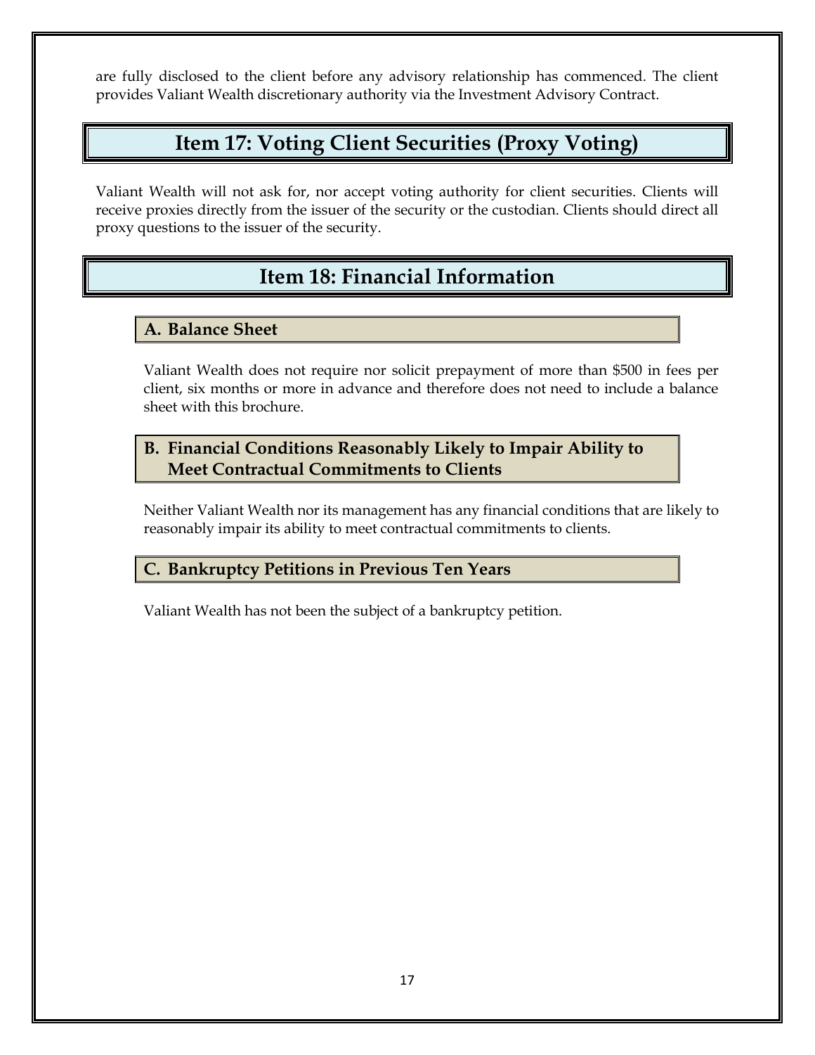are fully disclosed to the client before any advisory relationship has commenced. The client provides Valiant Wealth discretionary authority via the Investment Advisory Contract.

## Item 17: Voting Client Securities (Proxy Voting)

Valiant Wealth will not ask for, nor accept voting authority for client securities. Clients will receive proxies directly from the issuer of the security or the custodian. Clients should direct all proxy questions to the issuer of the security.

## Item 18: Financial Information

### A. Balance Sheet

Valiant Wealth does not require nor solicit prepayment of more than $500 in fees per client, six months or more in advance and therefore does not need to include a balance sheet with this brochure.

### B. Financial Conditions Reasonably Likely to Impair Ability to Meet Contractual Commitments to Clients

Neither Valiant Wealth nor its management has any financial conditions that are likely to reasonably impair its ability to meet contractual commitments to clients.

### C. Bankruptcy Petitions in Previous Ten Years

Valiant Wealth has not been the subject of a bankruptcy petition.